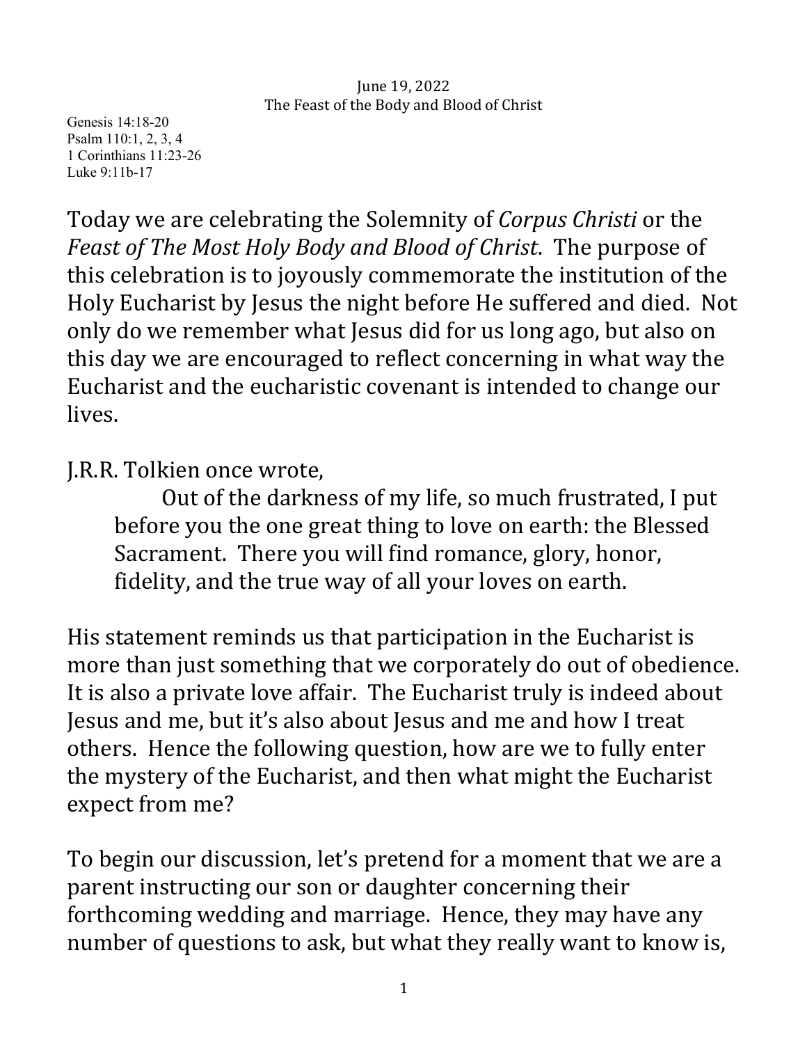June 19, 2022
The Feast of the Body and Blood of Christ

Genesis 14:18-20
Psalm 110:1, 2, 3, 4
1 Corinthians 11:23-26
Luke 9:11b-17

Today we are celebrating the Solemnity of *Corpus Christi* or the *Feast of The Most Holy Body and Blood of Christ*. The purpose of this celebration is to joyously commemorate the institution of the Holy Eucharist by Jesus the night before He suffered and died. Not only do we remember what Jesus did for us long ago, but also on this day we are encouraged to reflect concerning in what way the Eucharist and the eucharistic covenant is intended to change our lives.

J.R.R. Tolkien once wrote,

> Out of the darkness of my life, so much frustrated, I put before you the one great thing to love on earth: the Blessed Sacrament. There you will find romance, glory, honor, fidelity, and the true way of all your loves on earth.

His statement reminds us that participation in the Eucharist is more than just something that we corporately do out of obedience. It is also a private love affair. The Eucharist truly is indeed about Jesus and me, but it's also about Jesus and me and how I treat others. Hence the following question, how are we to fully enter the mystery of the Eucharist, and then what might the Eucharist expect from me?

To begin our discussion, let's pretend for a moment that we are a parent instructing our son or daughter concerning their forthcoming wedding and marriage. Hence, they may have any number of questions to ask, but what they really want to know is,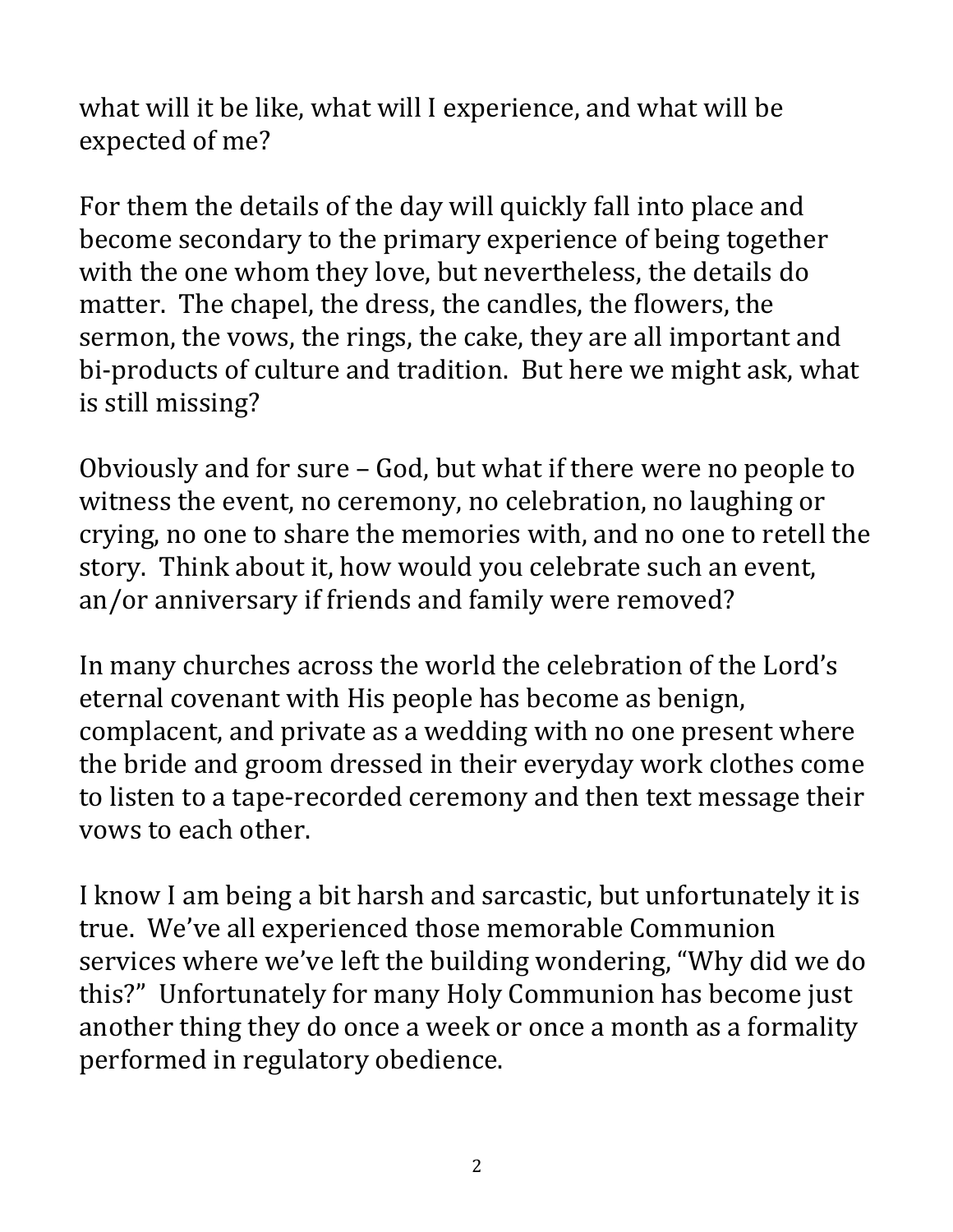what will it be like, what will I experience, and what will be expected of me?

For them the details of the day will quickly fall into place and become secondary to the primary experience of being together with the one whom they love, but nevertheless, the details do matter. The chapel, the dress, the candles, the flowers, the sermon, the vows, the rings, the cake, they are all important and bi-products of culture and tradition. But here we might ask, what is still missing?

Obviously and for sure – God, but what if there were no people to witness the event, no ceremony, no celebration, no laughing or crying, no one to share the memories with, and no one to retell the story. Think about it, how would you celebrate such an event, an/or anniversary if friends and family were removed?

In many churches across the world the celebration of the Lord's eternal covenant with His people has become as benign, complacent, and private as a wedding with no one present where the bride and groom dressed in their everyday work clothes come to listen to a tape-recorded ceremony and then text message their vows to each other.

I know I am being a bit harsh and sarcastic, but unfortunately it is true. We've all experienced those memorable Communion services where we've left the building wondering, "Why did we do this?" Unfortunately for many Holy Communion has become just another thing they do once a week or once a month as a formality performed in regulatory obedience.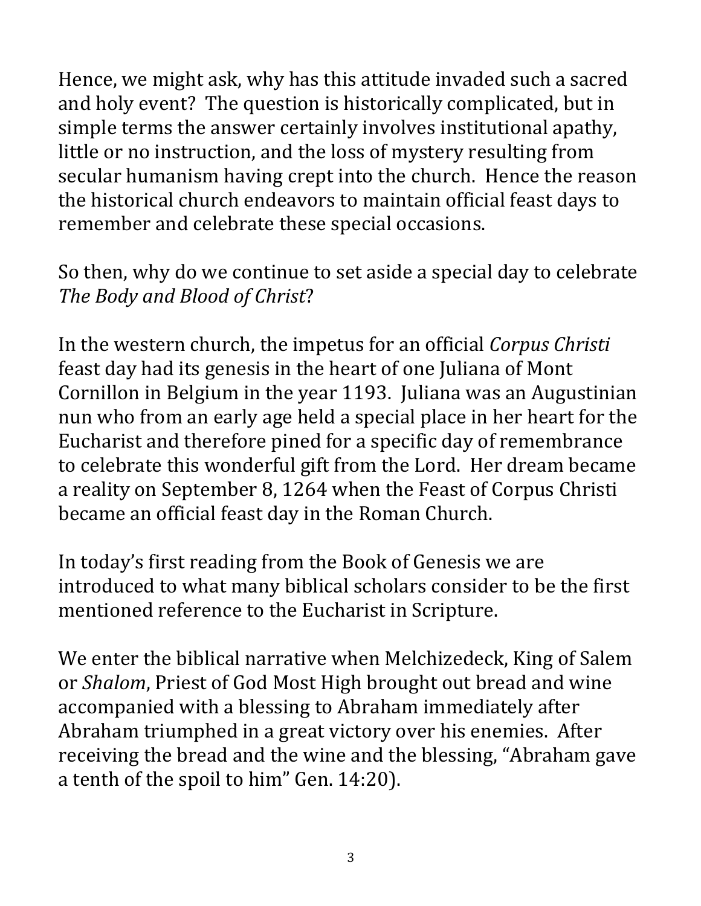Hence, we might ask, why has this attitude invaded such a sacred and holy event? The question is historically complicated, but in simple terms the answer certainly involves institutional apathy, little or no instruction, and the loss of mystery resulting from secular humanism having crept into the church. Hence the reason the historical church endeavors to maintain official feast days to remember and celebrate these special occasions.

So then, why do we continue to set aside a special day to celebrate *The Body and Blood of Christ*?

In the western church, the impetus for an official *Corpus Christi* feast day had its genesis in the heart of one Juliana of Mont Cornillon in Belgium in the year 1193. Juliana was an Augustinian nun who from an early age held a special place in her heart for the Eucharist and therefore pined for a specific day of remembrance to celebrate this wonderful gift from the Lord. Her dream became a reality on September 8, 1264 when the Feast of Corpus Christi became an official feast day in the Roman Church.

In today's first reading from the Book of Genesis we are introduced to what many biblical scholars consider to be the first mentioned reference to the Eucharist in Scripture.

We enter the biblical narrative when Melchizedeck, King of Salem or *Shalom*, Priest of God Most High brought out bread and wine accompanied with a blessing to Abraham immediately after Abraham triumphed in a great victory over his enemies. After receiving the bread and the wine and the blessing, "Abraham gave a tenth of the spoil to him" Gen. 14:20).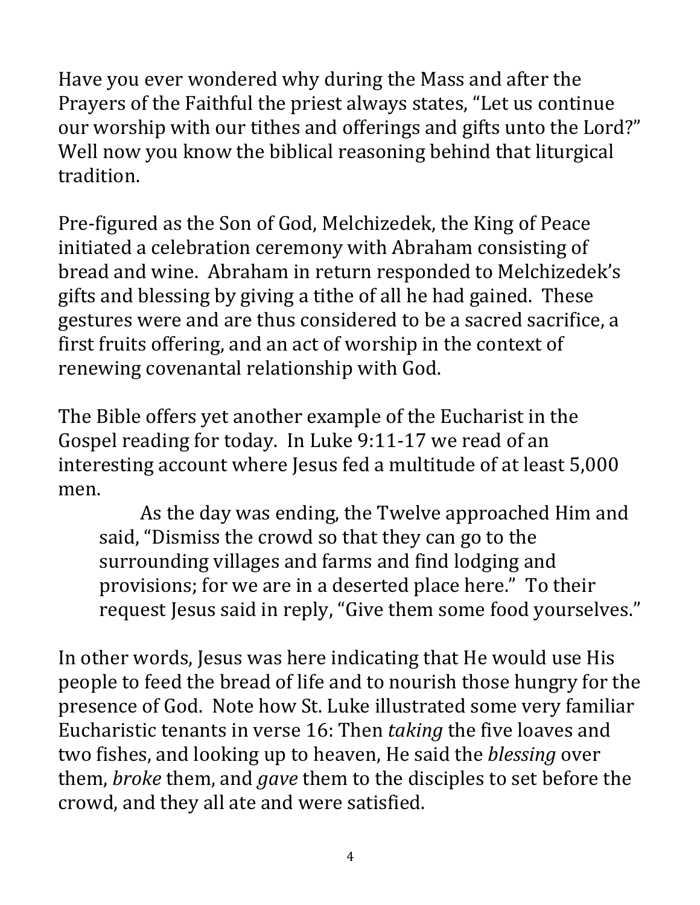Have you ever wondered why during the Mass and after the Prayers of the Faithful the priest always states, "Let us continue our worship with our tithes and offerings and gifts unto the Lord?" Well now you know the biblical reasoning behind that liturgical tradition.

Pre-figured as the Son of God, Melchizedek, the King of Peace initiated a celebration ceremony with Abraham consisting of bread and wine. Abraham in return responded to Melchizedek's gifts and blessing by giving a tithe of all he had gained. These gestures were and are thus considered to be a sacred sacrifice, a first fruits offering, and an act of worship in the context of renewing covenantal relationship with God.

The Bible offers yet another example of the Eucharist in the Gospel reading for today. In Luke 9:11-17 we read of an interesting account where Jesus fed a multitude of at least 5,000 men.

> As the day was ending, the Twelve approached Him and said, "Dismiss the crowd so that they can go to the surrounding villages and farms and find lodging and provisions; for we are in a deserted place here." To their request Jesus said in reply, "Give them some food yourselves."

In other words, Jesus was here indicating that He would use His people to feed the bread of life and to nourish those hungry for the presence of God. Note how St. Luke illustrated some very familiar Eucharistic tenants in verse 16: Then *taking* the five loaves and two fishes, and looking up to heaven, He said the *blessing* over them, *broke* them, and *gave* them to the disciples to set before the crowd, and they all ate and were satisfied.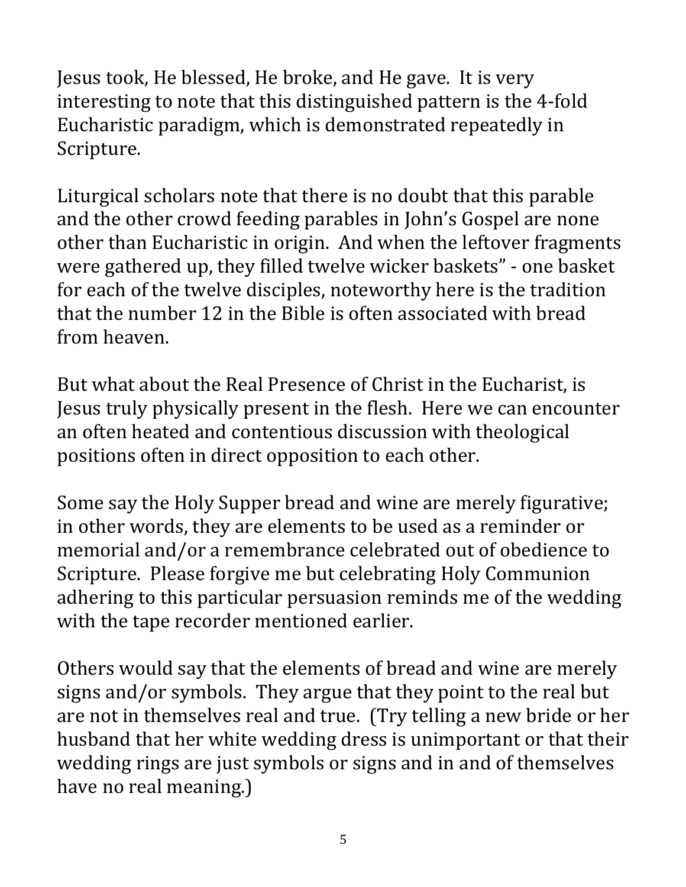Jesus took, He blessed, He broke, and He gave. It is very interesting to note that this distinguished pattern is the 4-fold Eucharistic paradigm, which is demonstrated repeatedly in Scripture.

Liturgical scholars note that there is no doubt that this parable and the other crowd feeding parables in John's Gospel are none other than Eucharistic in origin. And when the leftover fragments were gathered up, they filled twelve wicker baskets" - one basket for each of the twelve disciples, noteworthy here is the tradition that the number 12 in the Bible is often associated with bread from heaven.

But what about the Real Presence of Christ in the Eucharist, is Jesus truly physically present in the flesh. Here we can encounter an often heated and contentious discussion with theological positions often in direct opposition to each other.

Some say the Holy Supper bread and wine are merely figurative; in other words, they are elements to be used as a reminder or memorial and/or a remembrance celebrated out of obedience to Scripture. Please forgive me but celebrating Holy Communion adhering to this particular persuasion reminds me of the wedding with the tape recorder mentioned earlier.

Others would say that the elements of bread and wine are merely signs and/or symbols. They argue that they point to the real but are not in themselves real and true. (Try telling a new bride or her husband that her white wedding dress is unimportant or that their wedding rings are just symbols or signs and in and of themselves have no real meaning.)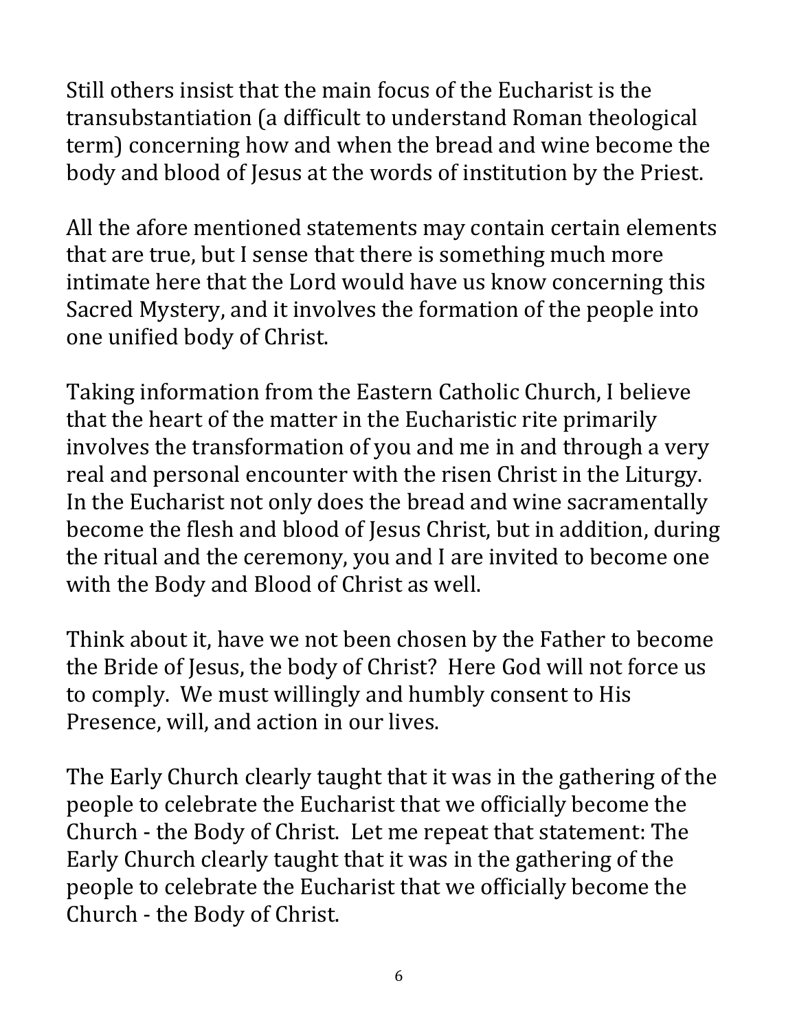Still others insist that the main focus of the Eucharist is the transubstantiation (a difficult to understand Roman theological term) concerning how and when the bread and wine become the body and blood of Jesus at the words of institution by the Priest.

All the afore mentioned statements may contain certain elements that are true, but I sense that there is something much more intimate here that the Lord would have us know concerning this Sacred Mystery, and it involves the formation of the people into one unified body of Christ.

Taking information from the Eastern Catholic Church, I believe that the heart of the matter in the Eucharistic rite primarily involves the transformation of you and me in and through a very real and personal encounter with the risen Christ in the Liturgy. In the Eucharist not only does the bread and wine sacramentally become the flesh and blood of Jesus Christ, but in addition, during the ritual and the ceremony, you and I are invited to become one with the Body and Blood of Christ as well.

Think about it, have we not been chosen by the Father to become the Bride of Jesus, the body of Christ? Here God will not force us to comply. We must willingly and humbly consent to His Presence, will, and action in our lives.

The Early Church clearly taught that it was in the gathering of the people to celebrate the Eucharist that we officially become the Church - the Body of Christ. Let me repeat that statement: The Early Church clearly taught that it was in the gathering of the people to celebrate the Eucharist that we officially become the Church - the Body of Christ.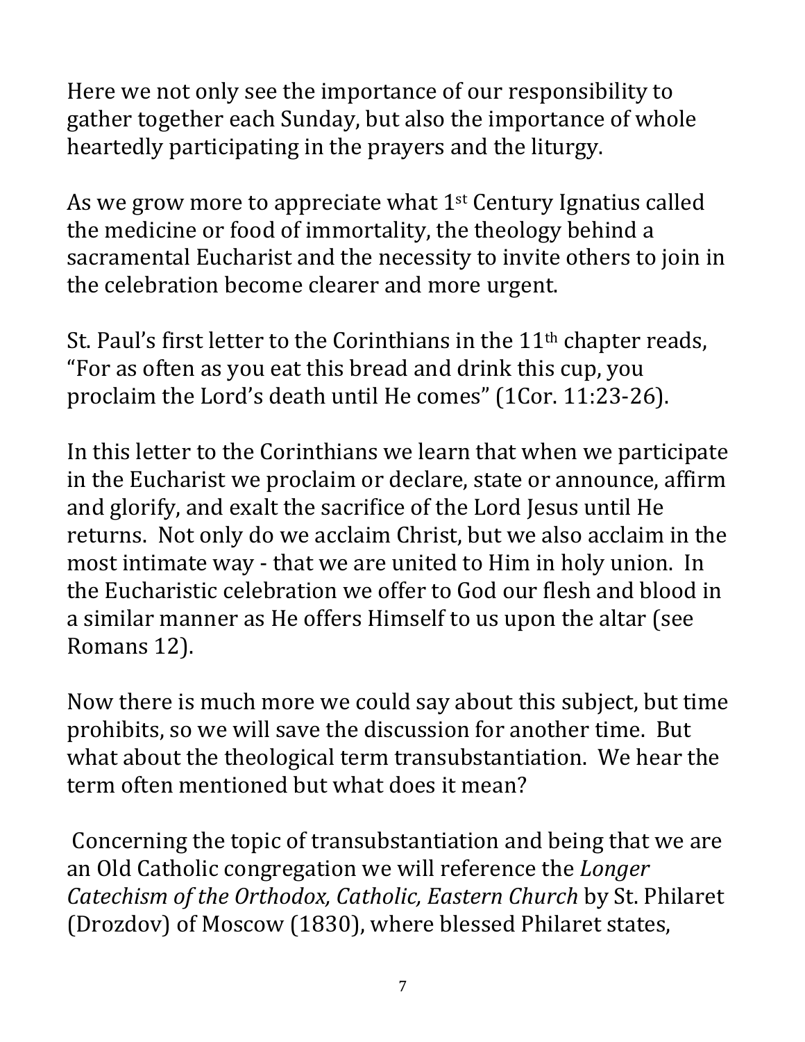Here we not only see the importance of our responsibility to gather together each Sunday, but also the importance of whole heartedly participating in the prayers and the liturgy.

As we grow more to appreciate what 1st Century Ignatius called the medicine or food of immortality, the theology behind a sacramental Eucharist and the necessity to invite others to join in the celebration become clearer and more urgent.

St. Paul's first letter to the Corinthians in the 11th chapter reads, "For as often as you eat this bread and drink this cup, you proclaim the Lord's death until He comes" (1Cor. 11:23-26).

In this letter to the Corinthians we learn that when we participate in the Eucharist we proclaim or declare, state or announce, affirm and glorify, and exalt the sacrifice of the Lord Jesus until He returns. Not only do we acclaim Christ, but we also acclaim in the most intimate way - that we are united to Him in holy union. In the Eucharistic celebration we offer to God our flesh and blood in a similar manner as He offers Himself to us upon the altar (see Romans 12).

Now there is much more we could say about this subject, but time prohibits, so we will save the discussion for another time. But what about the theological term transubstantiation. We hear the term often mentioned but what does it mean?

Concerning the topic of transubstantiation and being that we are an Old Catholic congregation we will reference the *Longer Catechism of the Orthodox, Catholic, Eastern Church* by St. Philaret (Drozdov) of Moscow (1830), where blessed Philaret states,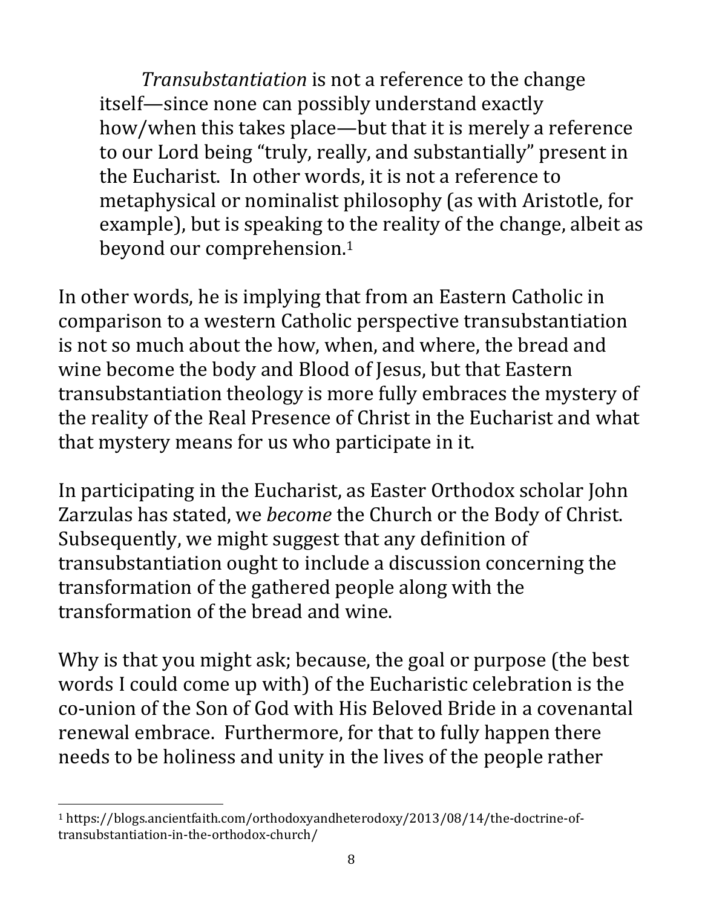> *Transubstantiation* is not a reference to the change itself—since none can possibly understand exactly how/when this takes place—but that it is merely a reference to our Lord being "truly, really, and substantially" present in the Eucharist. In other words, it is not a reference to metaphysical or nominalist philosophy (as with Aristotle, for example), but is speaking to the reality of the change, albeit as beyond our comprehension.[1]

In other words, he is implying that from an Eastern Catholic in comparison to a western Catholic perspective transubstantiation is not so much about the how, when, and where, the bread and wine become the body and Blood of Jesus, but that Eastern transubstantiation theology is more fully embraces the mystery of the reality of the Real Presence of Christ in the Eucharist and what that mystery means for us who participate in it.

In participating in the Eucharist, as Easter Orthodox scholar John Zarzulas has stated, we *become* the Church or the Body of Christ. Subsequently, we might suggest that any definition of transubstantiation ought to include a discussion concerning the transformation of the gathered people along with the transformation of the bread and wine.

Why is that you might ask; because, the goal or purpose (the best words I could come up with) of the Eucharistic celebration is the co-union of the Son of God with His Beloved Bride in a covenantal renewal embrace. Furthermore, for that to fully happen there needs to be holiness and unity in the lives of the people rather

---

[1] https://blogs.ancientfaith.com/orthodoxyandheterodoxy/2013/08/14/the-doctrine-of-transubstantiation-in-the-orthodox-church/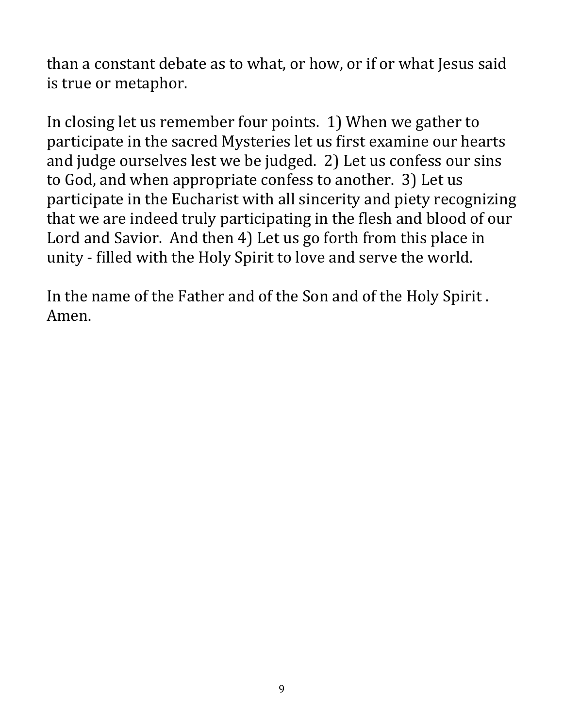than a constant debate as to what, or how, or if or what Jesus said is true or metaphor.

In closing let us remember four points.  1) When we gather to participate in the sacred Mysteries let us first examine our hearts and judge ourselves lest we be judged.  2) Let us confess our sins to God, and when appropriate confess to another.  3) Let us participate in the Eucharist with all sincerity and piety recognizing that we are indeed truly participating in the flesh and blood of our Lord and Savior.  And then 4) Let us go forth from this place in unity - filled with the Holy Spirit to love and serve the world.

In the name of the Father and of the Son and of the Holy Spirit . Amen.